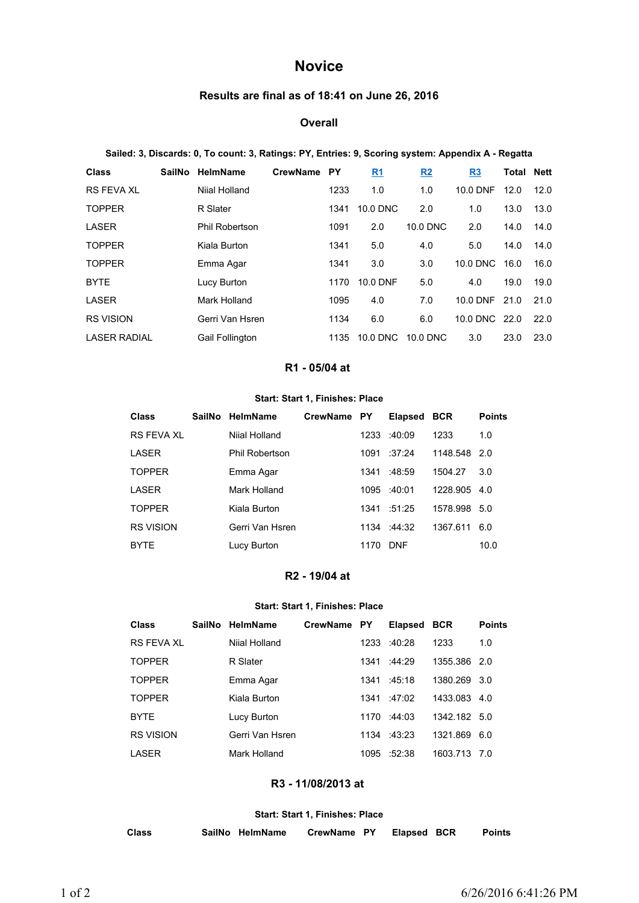# Novice

### Results are final as of 18:41 on June 26, 2016

### Overall

**Sailed: 3, Discards: 0, To count: 3, Ratings: PY, Entries: 9, Scoring system: Appendix A - Regatta**

| Class | SailNo | HelmName | CrewName | PY | R1 | R2 | R3 | Total | Nett |
|---|---|---|---|---|---|---|---|---|---|
| RS FEVA XL | | Niial Holland | | 1233 | 1.0 | 1.0 | 10.0 DNF | 12.0 | 12.0 |
| TOPPER | | R Slater | | 1341 | 10.0 DNC | 2.0 | 1.0 | 13.0 | 13.0 |
| LASER | | Phil Robertson | | 1091 | 2.0 | 10.0 DNC | 2.0 | 14.0 | 14.0 |
| TOPPER | | Kiala Burton | | 1341 | 5.0 | 4.0 | 5.0 | 14.0 | 14.0 |
| TOPPER | | Emma Agar | | 1341 | 3.0 | 3.0 | 10.0 DNC | 16.0 | 16.0 |
| BYTE | | Lucy Burton | | 1170 | 10.0 DNF | 5.0 | 4.0 | 19.0 | 19.0 |
| LASER | | Mark Holland | | 1095 | 4.0 | 7.0 | 10.0 DNF | 21.0 | 21.0 |
| RS VISION | | Gerri Van Hsren | | 1134 | 6.0 | 6.0 | 10.0 DNC | 22.0 | 22.0 |
| LASER RADIAL | | Gail Follington | | 1135 | 10.0 DNC | 10.0 DNC | 3.0 | 23.0 | 23.0 |

### R1 - 05/04 at

**Start: Start 1, Finishes: Place**

| Class | SailNo | HelmName | CrewName | PY | Elapsed | BCR | Points |
|---|---|---|---|---|---|---|---|
| RS FEVA XL | | Niial Holland | | 1233 | :40:09 | 1233 | 1.0 |
| LASER | | Phil Robertson | | 1091 | :37:24 | 1148.548 | 2.0 |
| TOPPER | | Emma Agar | | 1341 | :48:59 | 1504.27 | 3.0 |
| LASER | | Mark Holland | | 1095 | :40:01 | 1228.905 | 4.0 |
| TOPPER | | Kiala Burton | | 1341 | :51:25 | 1578.998 | 5.0 |
| RS VISION | | Gerri Van Hsren | | 1134 | :44:32 | 1367.611 | 6.0 |
| BYTE | | Lucy Burton | | 1170 | DNF | | 10.0 |

### R2 - 19/04 at

**Start: Start 1, Finishes: Place**

| Class | SailNo | HelmName | CrewName | PY | Elapsed | BCR | Points |
|---|---|---|---|---|---|---|---|
| RS FEVA XL | | Niial Holland | | 1233 | :40:28 | 1233 | 1.0 |
| TOPPER | | R Slater | | 1341 | :44:29 | 1355.386 | 2.0 |
| TOPPER | | Emma Agar | | 1341 | :45:18 | 1380.269 | 3.0 |
| TOPPER | | Kiala Burton | | 1341 | :47:02 | 1433.083 | 4.0 |
| BYTE | | Lucy Burton | | 1170 | :44:03 | 1342.182 | 5.0 |
| RS VISION | | Gerri Van Hsren | | 1134 | :43:23 | 1321.869 | 6.0 |
| LASER | | Mark Holland | | 1095 | :52:38 | 1603.713 | 7.0 |

### R3 - 11/08/2013 at

**Start: Start 1, Finishes: Place**

| Class | SailNo | HelmName | CrewName | PY | Elapsed | BCR | Points |
|---|---|---|---|---|---|---|---|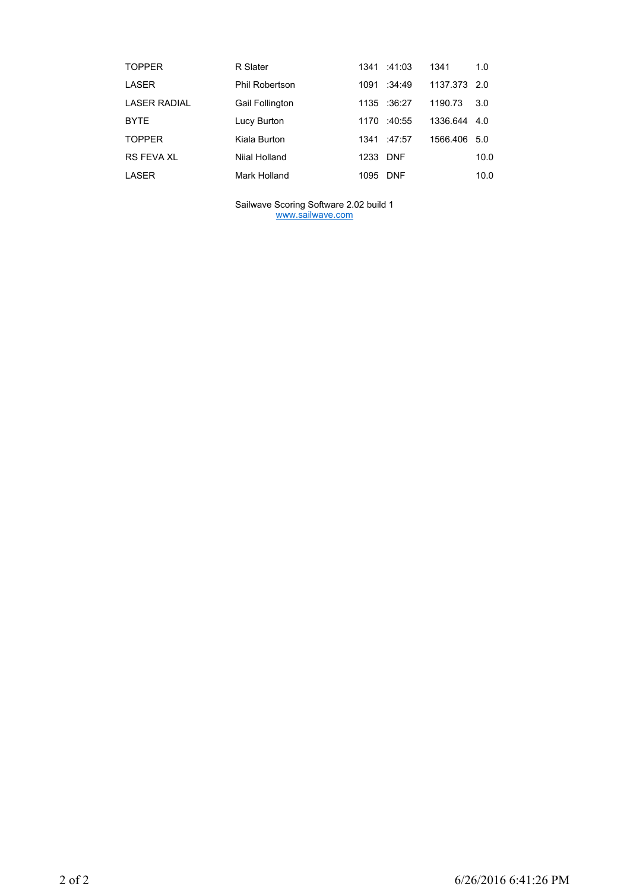| | | | | | |
|---|---|---|---|---|---|
| TOPPER | R Slater | 1341 | :41:03 | 1341 | 1.0 |
| LASER | Phil Robertson | 1091 | :34:49 | 1137.373 | 2.0 |
| LASER RADIAL | Gail Follington | 1135 | :36:27 | 1190.73 | 3.0 |
| BYTE | Lucy Burton | 1170 | :40:55 | 1336.644 | 4.0 |
| TOPPER | Kiala Burton | 1341 | :47:57 | 1566.406 | 5.0 |
| RS FEVA XL | Niial Holland | 1233 | DNF | | 10.0 |
| LASER | Mark Holland | 1095 | DNF | | 10.0 |

Sailwave Scoring Software 2.02 build 1
www.sailwave.com